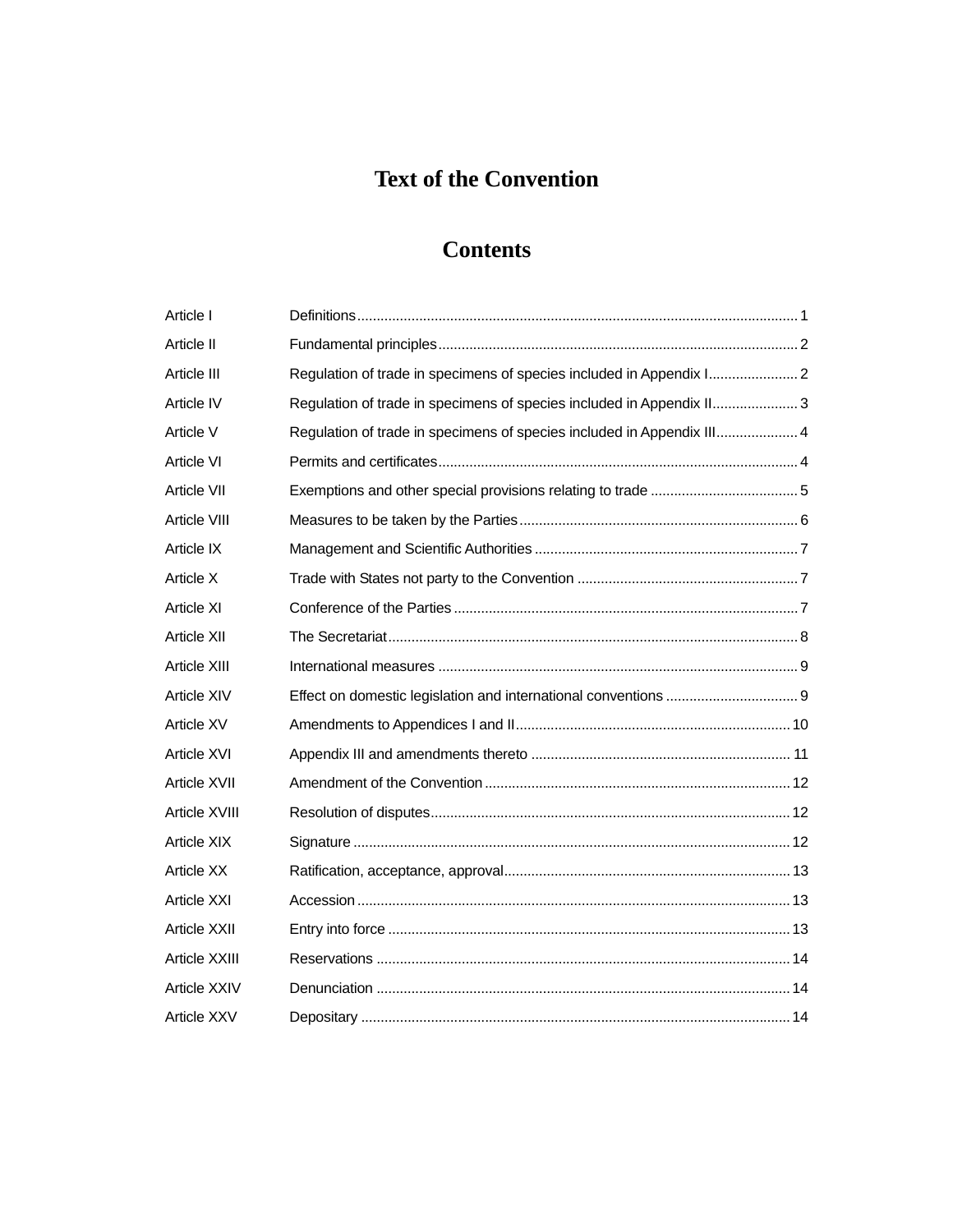# Text of the Convention

## Contents

| | | |
|---|---|---|
| Article I | Definitions | 1 |
| Article II | Fundamental principles | 2 |
| Article III | Regulation of trade in specimens of species included in Appendix I | 2 |
| Article IV | Regulation of trade in specimens of species included in Appendix II | 3 |
| Article V | Regulation of trade in specimens of species included in Appendix III | 4 |
| Article VI | Permits and certificates | 4 |
| Article VII | Exemptions and other special provisions relating to trade | 5 |
| Article VIII | Measures to be taken by the Parties | 6 |
| Article IX | Management and Scientific Authorities | 7 |
| Article X | Trade with States not party to the Convention | 7 |
| Article XI | Conference of the Parties | 7 |
| Article XII | The Secretariat | 8 |
| Article XIII | International measures | 9 |
| Article XIV | Effect on domestic legislation and international conventions | 9 |
| Article XV | Amendments to Appendices I and II | 10 |
| Article XVI | Appendix III and amendments thereto | 11 |
| Article XVII | Amendment of the Convention | 12 |
| Article XVIII | Resolution of disputes | 12 |
| Article XIX | Signature | 12 |
| Article XX | Ratification, acceptance, approval | 13 |
| Article XXI | Accession | 13 |
| Article XXII | Entry into force | 13 |
| Article XXIII | Reservations | 14 |
| Article XXIV | Denunciation | 14 |
| Article XXV | Depositary | 14 |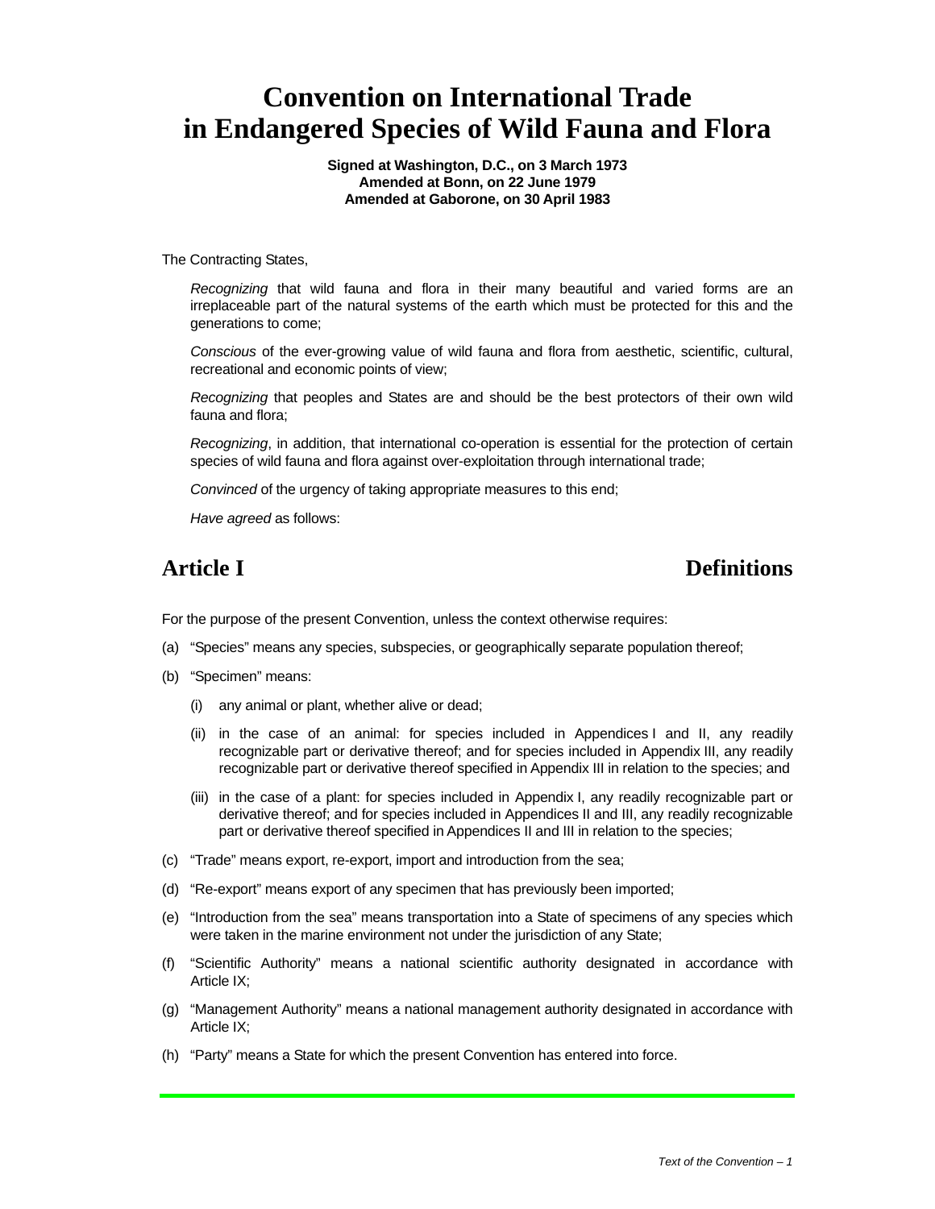# Convention on International Trade in Endangered Species of Wild Fauna and Flora

**Signed at Washington, D.C., on 3 March 1973**
**Amended at Bonn, on 22 June 1979**
**Amended at Gaborone, on 30 April 1983**

The Contracting States,

*Recognizing* that wild fauna and flora in their many beautiful and varied forms are an irreplaceable part of the natural systems of the earth which must be protected for this and the generations to come;

*Conscious* of the ever-growing value of wild fauna and flora from aesthetic, scientific, cultural, recreational and economic points of view;

*Recognizing* that peoples and States are and should be the best protectors of their own wild fauna and flora;

*Recognizing*, in addition, that international co-operation is essential for the protection of certain species of wild fauna and flora against over-exploitation through international trade;

*Convinced* of the urgency of taking appropriate measures to this end;

*Have agreed* as follows:

## Article I — Definitions

For the purpose of the present Convention, unless the context otherwise requires:

(a) "Species" means any species, subspecies, or geographically separate population thereof;

(b) "Specimen" means:

  (i) any animal or plant, whether alive or dead;

  (ii) in the case of an animal: for species included in Appendices I and II, any readily recognizable part or derivative thereof; and for species included in Appendix III, any readily recognizable part or derivative thereof specified in Appendix III in relation to the species; and

  (iii) in the case of a plant: for species included in Appendix I, any readily recognizable part or derivative thereof; and for species included in Appendices II and III, any readily recognizable part or derivative thereof specified in Appendices II and III in relation to the species;

(c) "Trade" means export, re-export, import and introduction from the sea;

(d) "Re-export" means export of any specimen that has previously been imported;

(e) "Introduction from the sea" means transportation into a State of specimens of any species which were taken in the marine environment not under the jurisdiction of any State;

(f) "Scientific Authority" means a national scientific authority designated in accordance with Article IX;

(g) "Management Authority" means a national management authority designated in accordance with Article IX;

(h) "Party" means a State for which the present Convention has entered into force.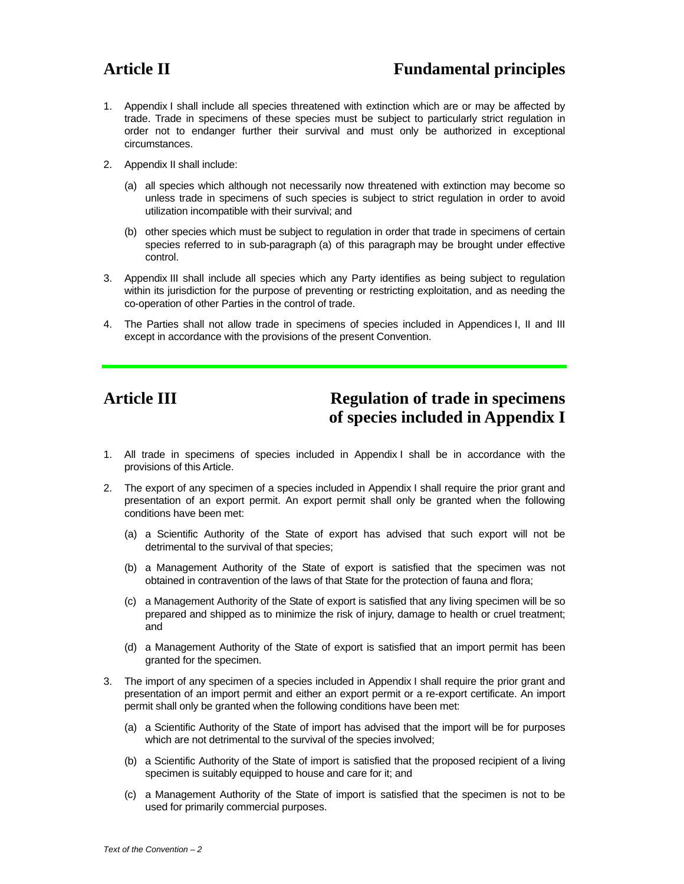## Article II — Fundamental principles

1. Appendix I shall include all species threatened with extinction which are or may be affected by trade. Trade in specimens of these species must be subject to particularly strict regulation in order not to endanger further their survival and must only be authorized in exceptional circumstances.

2. Appendix II shall include:

   (a) all species which although not necessarily now threatened with extinction may become so unless trade in specimens of such species is subject to strict regulation in order to avoid utilization incompatible with their survival; and

   (b) other species which must be subject to regulation in order that trade in specimens of certain species referred to in sub-paragraph (a) of this paragraph may be brought under effective control.

3. Appendix III shall include all species which any Party identifies as being subject to regulation within its jurisdiction for the purpose of preventing or restricting exploitation, and as needing the co-operation of other Parties in the control of trade.

4. The Parties shall not allow trade in specimens of species included in Appendices I, II and III except in accordance with the provisions of the present Convention.

## Article III — Regulation of trade in specimens of species included in Appendix I

1. All trade in specimens of species included in Appendix I shall be in accordance with the provisions of this Article.

2. The export of any specimen of a species included in Appendix I shall require the prior grant and presentation of an export permit. An export permit shall only be granted when the following conditions have been met:

   (a) a Scientific Authority of the State of export has advised that such export will not be detrimental to the survival of that species;

   (b) a Management Authority of the State of export is satisfied that the specimen was not obtained in contravention of the laws of that State for the protection of fauna and flora;

   (c) a Management Authority of the State of export is satisfied that any living specimen will be so prepared and shipped as to minimize the risk of injury, damage to health or cruel treatment; and

   (d) a Management Authority of the State of export is satisfied that an import permit has been granted for the specimen.

3. The import of any specimen of a species included in Appendix I shall require the prior grant and presentation of an import permit and either an export permit or a re-export certificate. An import permit shall only be granted when the following conditions have been met:

   (a) a Scientific Authority of the State of import has advised that the import will be for purposes which are not detrimental to the survival of the species involved;

   (b) a Scientific Authority of the State of import is satisfied that the proposed recipient of a living specimen is suitably equipped to house and care for it; and

   (c) a Management Authority of the State of import is satisfied that the specimen is not to be used for primarily commercial purposes.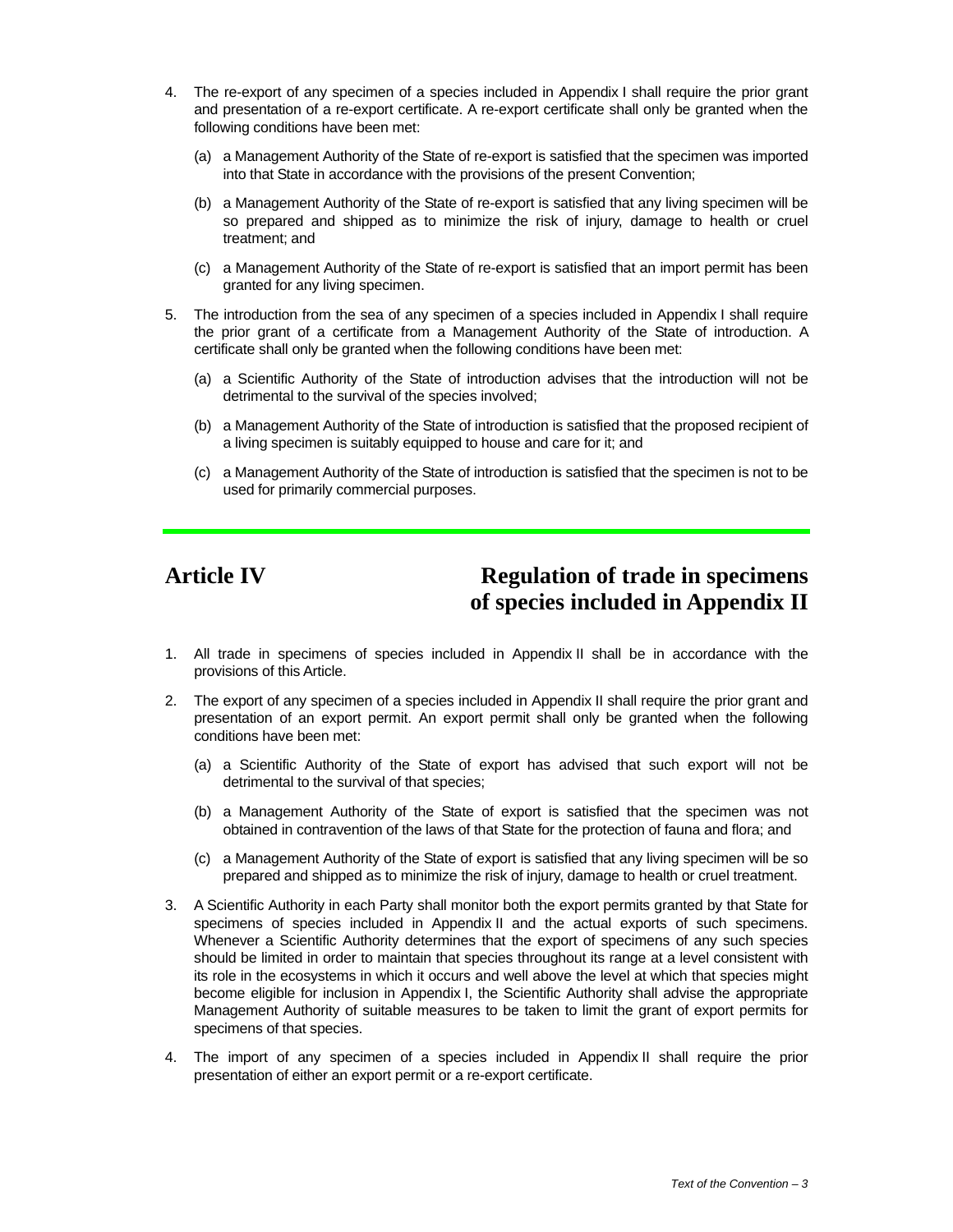4. The re-export of any specimen of a species included in Appendix I shall require the prior grant and presentation of a re-export certificate. A re-export certificate shall only be granted when the following conditions have been met:

   (a) a Management Authority of the State of re-export is satisfied that the specimen was imported into that State in accordance with the provisions of the present Convention;

   (b) a Management Authority of the State of re-export is satisfied that any living specimen will be so prepared and shipped as to minimize the risk of injury, damage to health or cruel treatment; and

   (c) a Management Authority of the State of re-export is satisfied that an import permit has been granted for any living specimen.

5. The introduction from the sea of any specimen of a species included in Appendix I shall require the prior grant of a certificate from a Management Authority of the State of introduction. A certificate shall only be granted when the following conditions have been met:

   (a) a Scientific Authority of the State of introduction advises that the introduction will not be detrimental to the survival of the species involved;

   (b) a Management Authority of the State of introduction is satisfied that the proposed recipient of a living specimen is suitably equipped to house and care for it; and

   (c) a Management Authority of the State of introduction is satisfied that the specimen is not to be used for primarily commercial purposes.

## Article IV — Regulation of trade in specimens of species included in Appendix II

1. All trade in specimens of species included in Appendix II shall be in accordance with the provisions of this Article.

2. The export of any specimen of a species included in Appendix II shall require the prior grant and presentation of an export permit. An export permit shall only be granted when the following conditions have been met:

   (a) a Scientific Authority of the State of export has advised that such export will not be detrimental to the survival of that species;

   (b) a Management Authority of the State of export is satisfied that the specimen was not obtained in contravention of the laws of that State for the protection of fauna and flora; and

   (c) a Management Authority of the State of export is satisfied that any living specimen will be so prepared and shipped as to minimize the risk of injury, damage to health or cruel treatment.

3. A Scientific Authority in each Party shall monitor both the export permits granted by that State for specimens of species included in Appendix II and the actual exports of such specimens. Whenever a Scientific Authority determines that the export of specimens of any such species should be limited in order to maintain that species throughout its range at a level consistent with its role in the ecosystems in which it occurs and well above the level at which that species might become eligible for inclusion in Appendix I, the Scientific Authority shall advise the appropriate Management Authority of suitable measures to be taken to limit the grant of export permits for specimens of that species.

4. The import of any specimen of a species included in Appendix II shall require the prior presentation of either an export permit or a re-export certificate.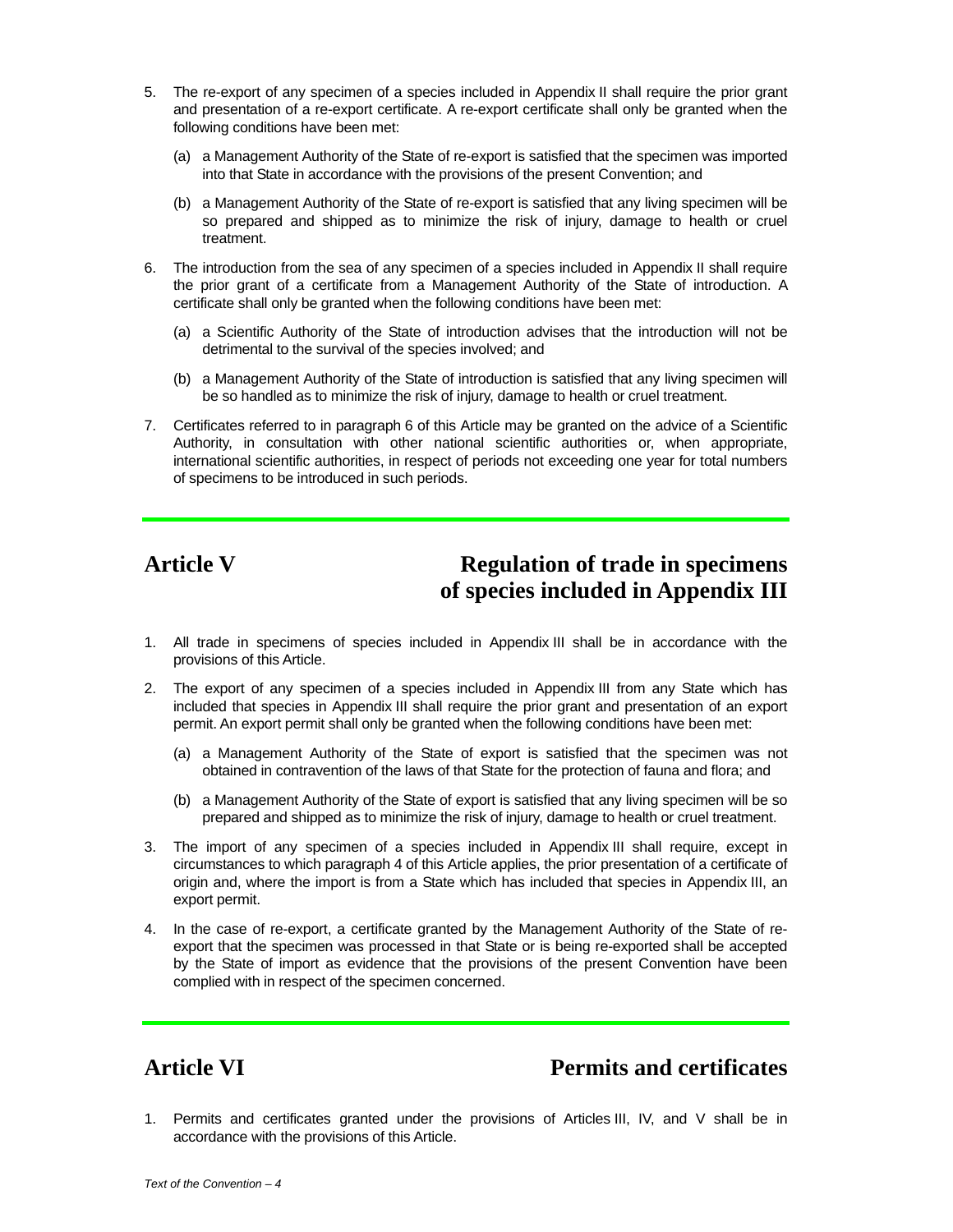5. The re-export of any specimen of a species included in Appendix II shall require the prior grant and presentation of a re-export certificate. A re-export certificate shall only be granted when the following conditions have been met:

   (a) a Management Authority of the State of re-export is satisfied that the specimen was imported into that State in accordance with the provisions of the present Convention; and

   (b) a Management Authority of the State of re-export is satisfied that any living specimen will be so prepared and shipped as to minimize the risk of injury, damage to health or cruel treatment.

6. The introduction from the sea of any specimen of a species included in Appendix II shall require the prior grant of a certificate from a Management Authority of the State of introduction. A certificate shall only be granted when the following conditions have been met:

   (a) a Scientific Authority of the State of introduction advises that the introduction will not be detrimental to the survival of the species involved; and

   (b) a Management Authority of the State of introduction is satisfied that any living specimen will be so handled as to minimize the risk of injury, damage to health or cruel treatment.

7. Certificates referred to in paragraph 6 of this Article may be granted on the advice of a Scientific Authority, in consultation with other national scientific authorities or, when appropriate, international scientific authorities, in respect of periods not exceeding one year for total numbers of specimens to be introduced in such periods.

## Article V — Regulation of trade in specimens of species included in Appendix III

1. All trade in specimens of species included in Appendix III shall be in accordance with the provisions of this Article.

2. The export of any specimen of a species included in Appendix III from any State which has included that species in Appendix III shall require the prior grant and presentation of an export permit. An export permit shall only be granted when the following conditions have been met:

   (a) a Management Authority of the State of export is satisfied that the specimen was not obtained in contravention of the laws of that State for the protection of fauna and flora; and

   (b) a Management Authority of the State of export is satisfied that any living specimen will be so prepared and shipped as to minimize the risk of injury, damage to health or cruel treatment.

3. The import of any specimen of a species included in Appendix III shall require, except in circumstances to which paragraph 4 of this Article applies, the prior presentation of a certificate of origin and, where the import is from a State which has included that species in Appendix III, an export permit.

4. In the case of re-export, a certificate granted by the Management Authority of the State of re-export that the specimen was processed in that State or is being re-exported shall be accepted by the State of import as evidence that the provisions of the present Convention have been complied with in respect of the specimen concerned.

## Article VI — Permits and certificates

1. Permits and certificates granted under the provisions of Articles III, IV, and V shall be in accordance with the provisions of this Article.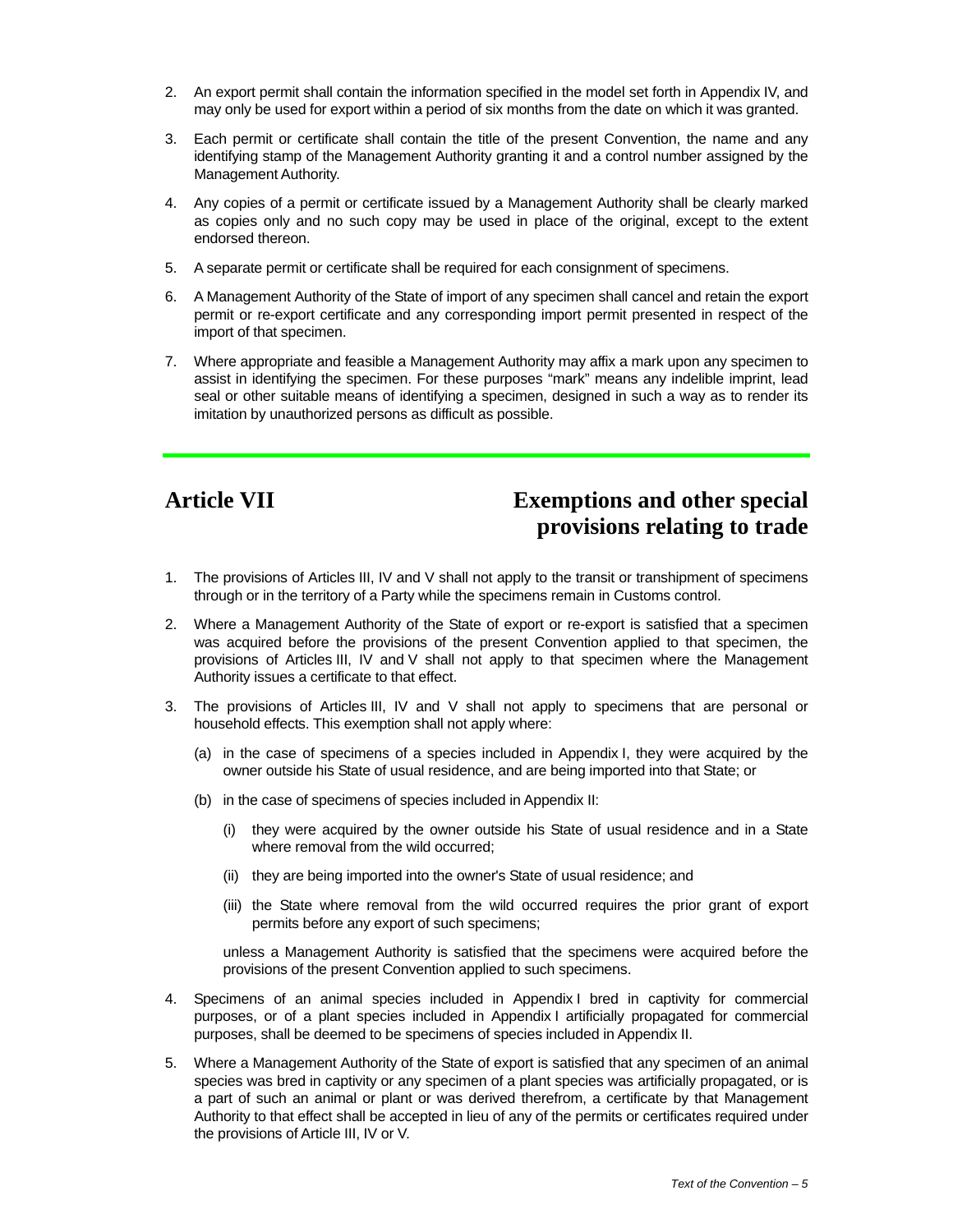2. An export permit shall contain the information specified in the model set forth in Appendix IV, and may only be used for export within a period of six months from the date on which it was granted.

3. Each permit or certificate shall contain the title of the present Convention, the name and any identifying stamp of the Management Authority granting it and a control number assigned by the Management Authority.

4. Any copies of a permit or certificate issued by a Management Authority shall be clearly marked as copies only and no such copy may be used in place of the original, except to the extent endorsed thereon.

5. A separate permit or certificate shall be required for each consignment of specimens.

6. A Management Authority of the State of import of any specimen shall cancel and retain the export permit or re-export certificate and any corresponding import permit presented in respect of the import of that specimen.

7. Where appropriate and feasible a Management Authority may affix a mark upon any specimen to assist in identifying the specimen. For these purposes "mark" means any indelible imprint, lead seal or other suitable means of identifying a specimen, designed in such a way as to render its imitation by unauthorized persons as difficult as possible.

## Article VII — Exemptions and other special provisions relating to trade

1. The provisions of Articles III, IV and V shall not apply to the transit or transhipment of specimens through or in the territory of a Party while the specimens remain in Customs control.

2. Where a Management Authority of the State of export or re-export is satisfied that a specimen was acquired before the provisions of the present Convention applied to that specimen, the provisions of Articles III, IV and V shall not apply to that specimen where the Management Authority issues a certificate to that effect.

3. The provisions of Articles III, IV and V shall not apply to specimens that are personal or household effects. This exemption shall not apply where:

   (a) in the case of specimens of a species included in Appendix I, they were acquired by the owner outside his State of usual residence, and are being imported into that State; or

   (b) in the case of specimens of species included in Appendix II:

      (i) they were acquired by the owner outside his State of usual residence and in a State where removal from the wild occurred;

      (ii) they are being imported into the owner's State of usual residence; and

      (iii) the State where removal from the wild occurred requires the prior grant of export permits before any export of such specimens;

   unless a Management Authority is satisfied that the specimens were acquired before the provisions of the present Convention applied to such specimens.

4. Specimens of an animal species included in Appendix I bred in captivity for commercial purposes, or of a plant species included in Appendix I artificially propagated for commercial purposes, shall be deemed to be specimens of species included in Appendix II.

5. Where a Management Authority of the State of export is satisfied that any specimen of an animal species was bred in captivity or any specimen of a plant species was artificially propagated, or is a part of such an animal or plant or was derived therefrom, a certificate by that Management Authority to that effect shall be accepted in lieu of any of the permits or certificates required under the provisions of Article III, IV or V.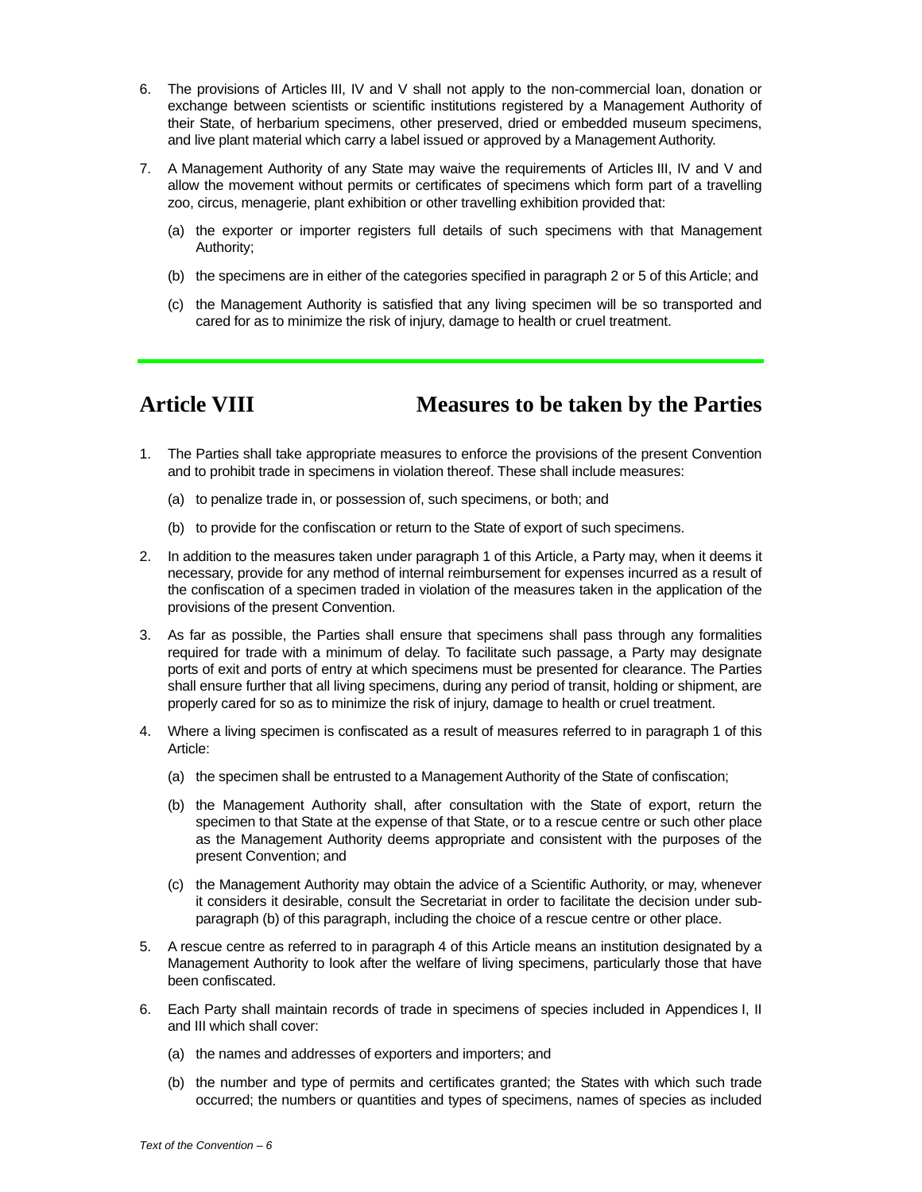6. The provisions of Articles III, IV and V shall not apply to the non-commercial loan, donation or exchange between scientists or scientific institutions registered by a Management Authority of their State, of herbarium specimens, other preserved, dried or embedded museum specimens, and live plant material which carry a label issued or approved by a Management Authority.

7. A Management Authority of any State may waive the requirements of Articles III, IV and V and allow the movement without permits or certificates of specimens which form part of a travelling zoo, circus, menagerie, plant exhibition or other travelling exhibition provided that:

   (a) the exporter or importer registers full details of such specimens with that Management Authority;

   (b) the specimens are in either of the categories specified in paragraph 2 or 5 of this Article; and

   (c) the Management Authority is satisfied that any living specimen will be so transported and cared for as to minimize the risk of injury, damage to health or cruel treatment.

---

## Article VIII Measures to be taken by the Parties

1. The Parties shall take appropriate measures to enforce the provisions of the present Convention and to prohibit trade in specimens in violation thereof. These shall include measures:

   (a) to penalize trade in, or possession of, such specimens, or both; and

   (b) to provide for the confiscation or return to the State of export of such specimens.

2. In addition to the measures taken under paragraph 1 of this Article, a Party may, when it deems it necessary, provide for any method of internal reimbursement for expenses incurred as a result of the confiscation of a specimen traded in violation of the measures taken in the application of the provisions of the present Convention.

3. As far as possible, the Parties shall ensure that specimens shall pass through any formalities required for trade with a minimum of delay. To facilitate such passage, a Party may designate ports of exit and ports of entry at which specimens must be presented for clearance. The Parties shall ensure further that all living specimens, during any period of transit, holding or shipment, are properly cared for so as to minimize the risk of injury, damage to health or cruel treatment.

4. Where a living specimen is confiscated as a result of measures referred to in paragraph 1 of this Article:

   (a) the specimen shall be entrusted to a Management Authority of the State of confiscation;

   (b) the Management Authority shall, after consultation with the State of export, return the specimen to that State at the expense of that State, or to a rescue centre or such other place as the Management Authority deems appropriate and consistent with the purposes of the present Convention; and

   (c) the Management Authority may obtain the advice of a Scientific Authority, or may, whenever it considers it desirable, consult the Secretariat in order to facilitate the decision under sub-paragraph (b) of this paragraph, including the choice of a rescue centre or other place.

5. A rescue centre as referred to in paragraph 4 of this Article means an institution designated by a Management Authority to look after the welfare of living specimens, particularly those that have been confiscated.

6. Each Party shall maintain records of trade in specimens of species included in Appendices I, II and III which shall cover:

   (a) the names and addresses of exporters and importers; and

   (b) the number and type of permits and certificates granted; the States with which such trade occurred; the numbers or quantities and types of specimens, names of species as included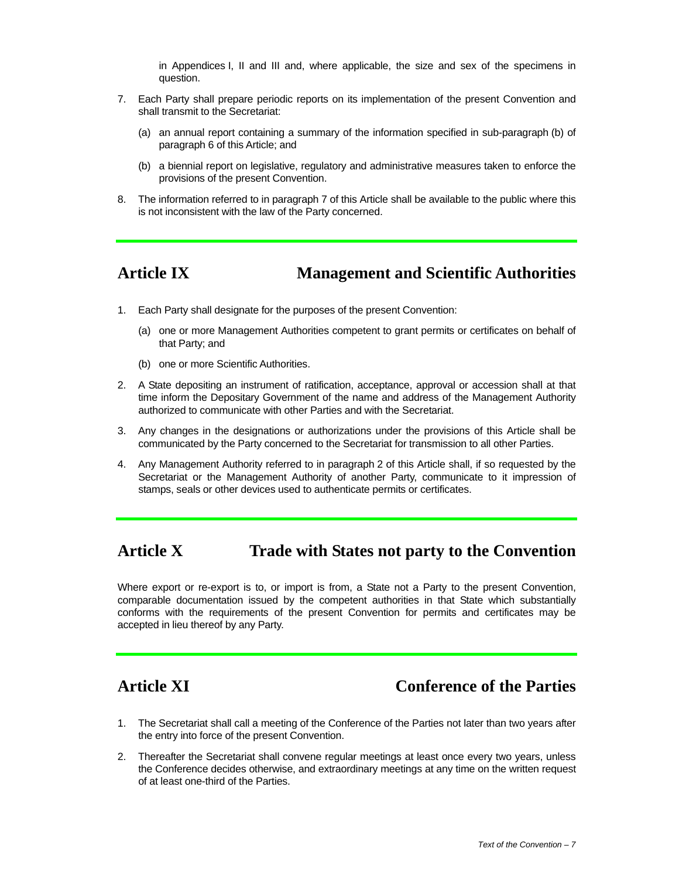in Appendices I, II and III and, where applicable, the size and sex of the specimens in question.

7. Each Party shall prepare periodic reports on its implementation of the present Convention and shall transmit to the Secretariat:

   (a) an annual report containing a summary of the information specified in sub-paragraph (b) of paragraph 6 of this Article; and

   (b) a biennial report on legislative, regulatory and administrative measures taken to enforce the provisions of the present Convention.

8. The information referred to in paragraph 7 of this Article shall be available to the public where this is not inconsistent with the law of the Party concerned.

## Article IX — Management and Scientific Authorities

1. Each Party shall designate for the purposes of the present Convention:

   (a) one or more Management Authorities competent to grant permits or certificates on behalf of that Party; and

   (b) one or more Scientific Authorities.

2. A State depositing an instrument of ratification, acceptance, approval or accession shall at that time inform the Depositary Government of the name and address of the Management Authority authorized to communicate with other Parties and with the Secretariat.

3. Any changes in the designations or authorizations under the provisions of this Article shall be communicated by the Party concerned to the Secretariat for transmission to all other Parties.

4. Any Management Authority referred to in paragraph 2 of this Article shall, if so requested by the Secretariat or the Management Authority of another Party, communicate to it impression of stamps, seals or other devices used to authenticate permits or certificates.

## Article X — Trade with States not party to the Convention

Where export or re-export is to, or import is from, a State not a Party to the present Convention, comparable documentation issued by the competent authorities in that State which substantially conforms with the requirements of the present Convention for permits and certificates may be accepted in lieu thereof by any Party.

## Article XI — Conference of the Parties

1. The Secretariat shall call a meeting of the Conference of the Parties not later than two years after the entry into force of the present Convention.

2. Thereafter the Secretariat shall convene regular meetings at least once every two years, unless the Conference decides otherwise, and extraordinary meetings at any time on the written request of at least one-third of the Parties.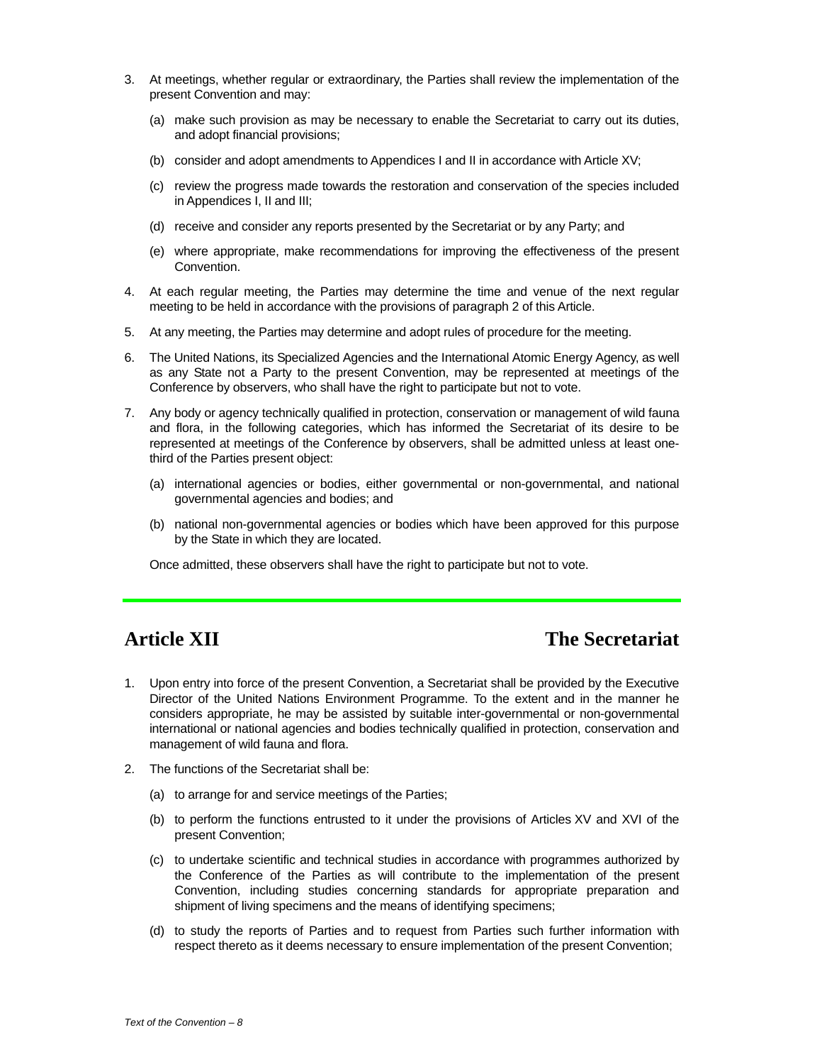3. At meetings, whether regular or extraordinary, the Parties shall review the implementation of the present Convention and may:

   (a) make such provision as may be necessary to enable the Secretariat to carry out its duties, and adopt financial provisions;

   (b) consider and adopt amendments to Appendices I and II in accordance with Article XV;

   (c) review the progress made towards the restoration and conservation of the species included in Appendices I, II and III;

   (d) receive and consider any reports presented by the Secretariat or by any Party; and

   (e) where appropriate, make recommendations for improving the effectiveness of the present Convention.

4. At each regular meeting, the Parties may determine the time and venue of the next regular meeting to be held in accordance with the provisions of paragraph 2 of this Article.

5. At any meeting, the Parties may determine and adopt rules of procedure for the meeting.

6. The United Nations, its Specialized Agencies and the International Atomic Energy Agency, as well as any State not a Party to the present Convention, may be represented at meetings of the Conference by observers, who shall have the right to participate but not to vote.

7. Any body or agency technically qualified in protection, conservation or management of wild fauna and flora, in the following categories, which has informed the Secretariat of its desire to be represented at meetings of the Conference by observers, shall be admitted unless at least one-third of the Parties present object:

   (a) international agencies or bodies, either governmental or non-governmental, and national governmental agencies and bodies; and

   (b) national non-governmental agencies or bodies which have been approved for this purpose by the State in which they are located.

   Once admitted, these observers shall have the right to participate but not to vote.

## Article XII The Secretariat

1. Upon entry into force of the present Convention, a Secretariat shall be provided by the Executive Director of the United Nations Environment Programme. To the extent and in the manner he considers appropriate, he may be assisted by suitable inter-governmental or non-governmental international or national agencies and bodies technically qualified in protection, conservation and management of wild fauna and flora.

2. The functions of the Secretariat shall be:

   (a) to arrange for and service meetings of the Parties;

   (b) to perform the functions entrusted to it under the provisions of Articles XV and XVI of the present Convention;

   (c) to undertake scientific and technical studies in accordance with programmes authorized by the Conference of the Parties as will contribute to the implementation of the present Convention, including studies concerning standards for appropriate preparation and shipment of living specimens and the means of identifying specimens;

   (d) to study the reports of Parties and to request from Parties such further information with respect thereto as it deems necessary to ensure implementation of the present Convention;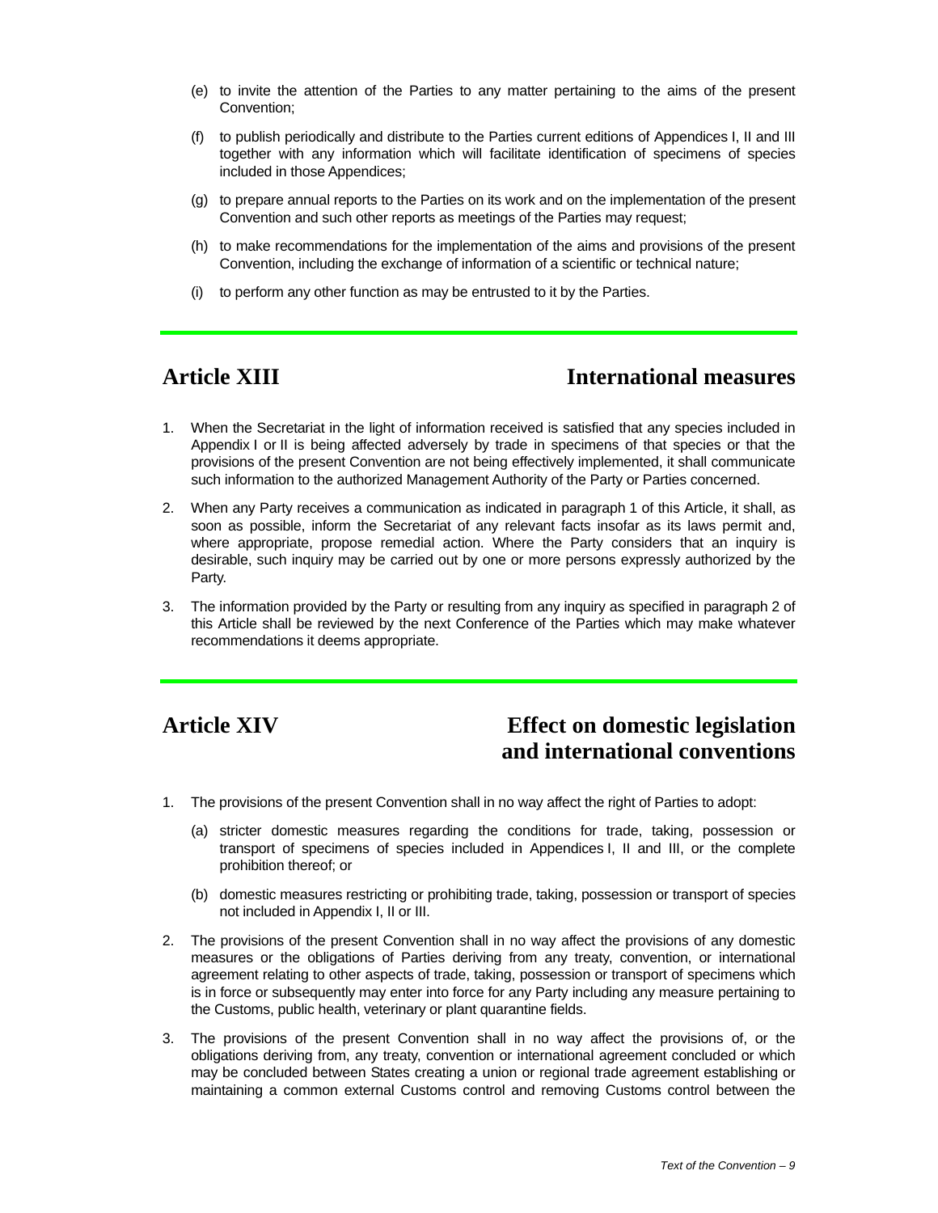(e) to invite the attention of the Parties to any matter pertaining to the aims of the present Convention;

(f) to publish periodically and distribute to the Parties current editions of Appendices I, II and III together with any information which will facilitate identification of specimens of species included in those Appendices;

(g) to prepare annual reports to the Parties on its work and on the implementation of the present Convention and such other reports as meetings of the Parties may request;

(h) to make recommendations for the implementation of the aims and provisions of the present Convention, including the exchange of information of a scientific or technical nature;

(i) to perform any other function as may be entrusted to it by the Parties.

## Article XIII International measures

1. When the Secretariat in the light of information received is satisfied that any species included in Appendix I or II is being affected adversely by trade in specimens of that species or that the provisions of the present Convention are not being effectively implemented, it shall communicate such information to the authorized Management Authority of the Party or Parties concerned.

2. When any Party receives a communication as indicated in paragraph 1 of this Article, it shall, as soon as possible, inform the Secretariat of any relevant facts insofar as its laws permit and, where appropriate, propose remedial action. Where the Party considers that an inquiry is desirable, such inquiry may be carried out by one or more persons expressly authorized by the Party.

3. The information provided by the Party or resulting from any inquiry as specified in paragraph 2 of this Article shall be reviewed by the next Conference of the Parties which may make whatever recommendations it deems appropriate.

## Article XIV Effect on domestic legislation and international conventions

1. The provisions of the present Convention shall in no way affect the right of Parties to adopt:

   (a) stricter domestic measures regarding the conditions for trade, taking, possession or transport of specimens of species included in Appendices I, II and III, or the complete prohibition thereof; or

   (b) domestic measures restricting or prohibiting trade, taking, possession or transport of species not included in Appendix I, II or III.

2. The provisions of the present Convention shall in no way affect the provisions of any domestic measures or the obligations of Parties deriving from any treaty, convention, or international agreement relating to other aspects of trade, taking, possession or transport of specimens which is in force or subsequently may enter into force for any Party including any measure pertaining to the Customs, public health, veterinary or plant quarantine fields.

3. The provisions of the present Convention shall in no way affect the provisions of, or the obligations deriving from, any treaty, convention or international agreement concluded or which may be concluded between States creating a union or regional trade agreement establishing or maintaining a common external Customs control and removing Customs control between the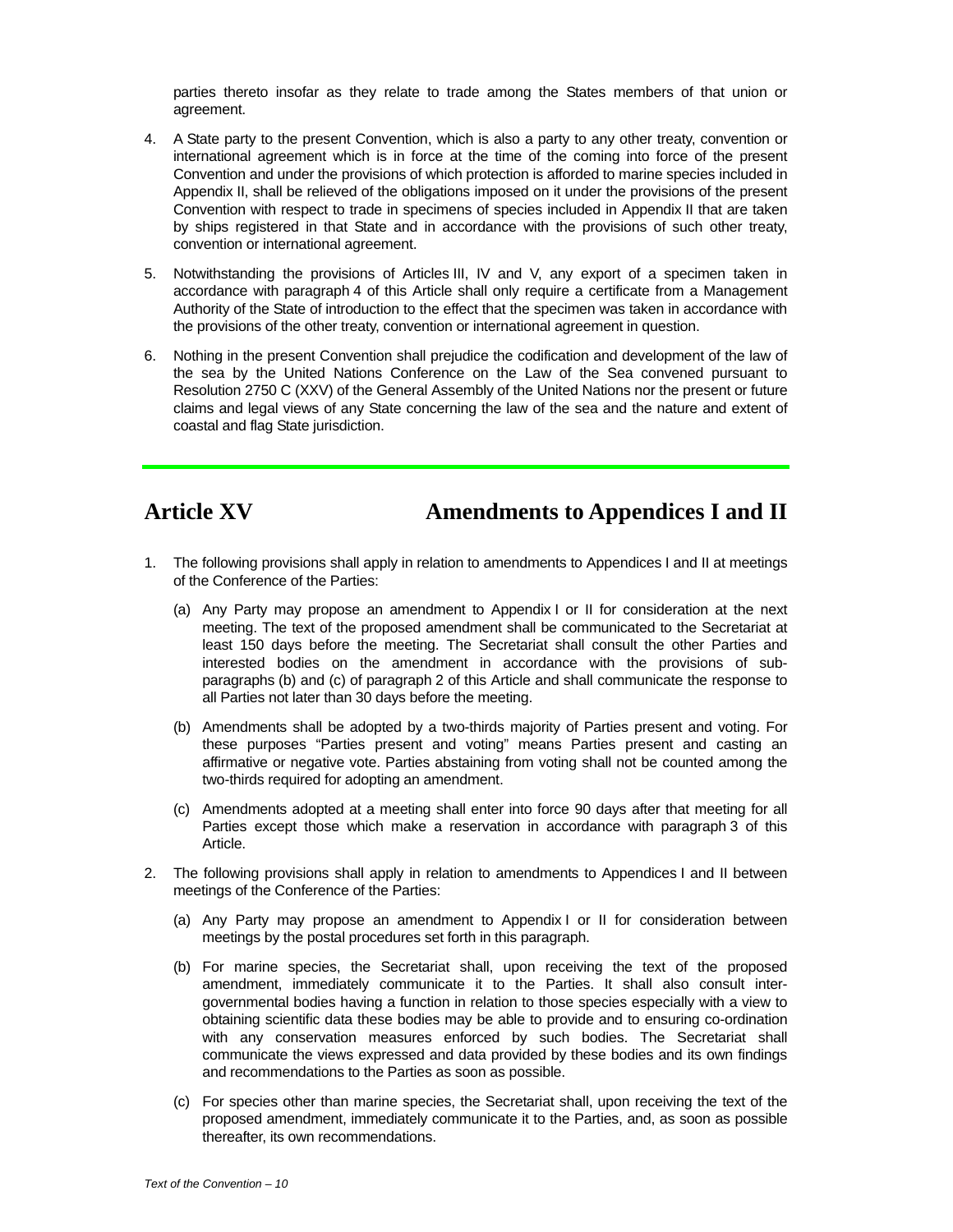parties thereto insofar as they relate to trade among the States members of that union or agreement.

4. A State party to the present Convention, which is also a party to any other treaty, convention or international agreement which is in force at the time of the coming into force of the present Convention and under the provisions of which protection is afforded to marine species included in Appendix II, shall be relieved of the obligations imposed on it under the provisions of the present Convention with respect to trade in specimens of species included in Appendix II that are taken by ships registered in that State and in accordance with the provisions of such other treaty, convention or international agreement.

5. Notwithstanding the provisions of Articles III, IV and V, any export of a specimen taken in accordance with paragraph 4 of this Article shall only require a certificate from a Management Authority of the State of introduction to the effect that the specimen was taken in accordance with the provisions of the other treaty, convention or international agreement in question.

6. Nothing in the present Convention shall prejudice the codification and development of the law of the sea by the United Nations Conference on the Law of the Sea convened pursuant to Resolution 2750 C (XXV) of the General Assembly of the United Nations nor the present or future claims and legal views of any State concerning the law of the sea and the nature and extent of coastal and flag State jurisdiction.

## Article XV Amendments to Appendices I and II

1. The following provisions shall apply in relation to amendments to Appendices I and II at meetings of the Conference of the Parties:

   (a) Any Party may propose an amendment to Appendix I or II for consideration at the next meeting. The text of the proposed amendment shall be communicated to the Secretariat at least 150 days before the meeting. The Secretariat shall consult the other Parties and interested bodies on the amendment in accordance with the provisions of sub-paragraphs (b) and (c) of paragraph 2 of this Article and shall communicate the response to all Parties not later than 30 days before the meeting.

   (b) Amendments shall be adopted by a two-thirds majority of Parties present and voting. For these purposes "Parties present and voting" means Parties present and casting an affirmative or negative vote. Parties abstaining from voting shall not be counted among the two-thirds required for adopting an amendment.

   (c) Amendments adopted at a meeting shall enter into force 90 days after that meeting for all Parties except those which make a reservation in accordance with paragraph 3 of this Article.

2. The following provisions shall apply in relation to amendments to Appendices I and II between meetings of the Conference of the Parties:

   (a) Any Party may propose an amendment to Appendix I or II for consideration between meetings by the postal procedures set forth in this paragraph.

   (b) For marine species, the Secretariat shall, upon receiving the text of the proposed amendment, immediately communicate it to the Parties. It shall also consult inter-governmental bodies having a function in relation to those species especially with a view to obtaining scientific data these bodies may be able to provide and to ensuring co-ordination with any conservation measures enforced by such bodies. The Secretariat shall communicate the views expressed and data provided by these bodies and its own findings and recommendations to the Parties as soon as possible.

   (c) For species other than marine species, the Secretariat shall, upon receiving the text of the proposed amendment, immediately communicate it to the Parties, and, as soon as possible thereafter, its own recommendations.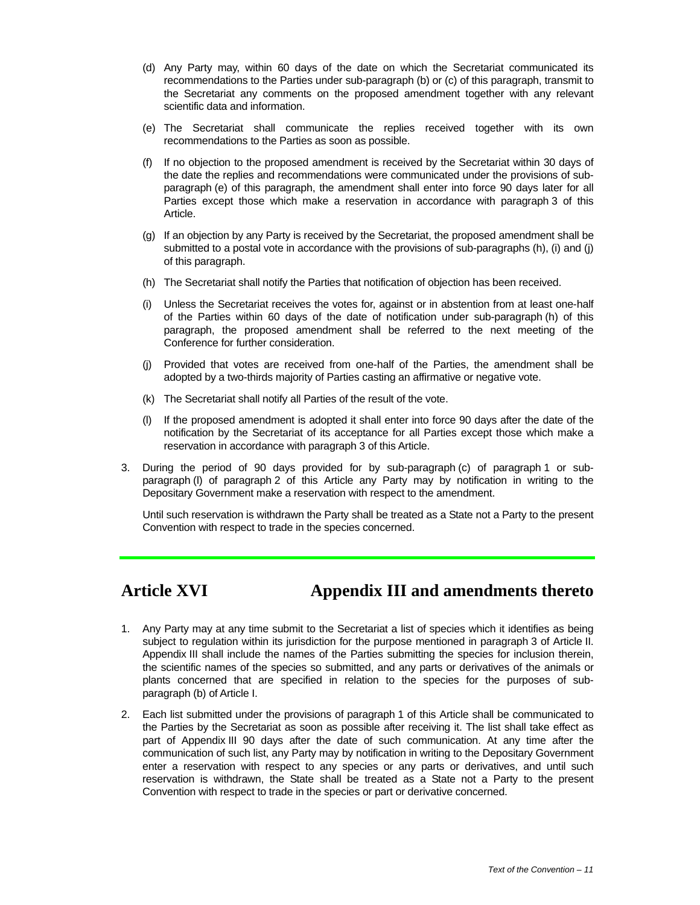(d) Any Party may, within 60 days of the date on which the Secretariat communicated its recommendations to the Parties under sub-paragraph (b) or (c) of this paragraph, transmit to the Secretariat any comments on the proposed amendment together with any relevant scientific data and information.

(e) The Secretariat shall communicate the replies received together with its own recommendations to the Parties as soon as possible.

(f) If no objection to the proposed amendment is received by the Secretariat within 30 days of the date the replies and recommendations were communicated under the provisions of sub-paragraph (e) of this paragraph, the amendment shall enter into force 90 days later for all Parties except those which make a reservation in accordance with paragraph 3 of this Article.

(g) If an objection by any Party is received by the Secretariat, the proposed amendment shall be submitted to a postal vote in accordance with the provisions of sub-paragraphs (h), (i) and (j) of this paragraph.

(h) The Secretariat shall notify the Parties that notification of objection has been received.

(i) Unless the Secretariat receives the votes for, against or in abstention from at least one-half of the Parties within 60 days of the date of notification under sub-paragraph (h) of this paragraph, the proposed amendment shall be referred to the next meeting of the Conference for further consideration.

(j) Provided that votes are received from one-half of the Parties, the amendment shall be adopted by a two-thirds majority of Parties casting an affirmative or negative vote.

(k) The Secretariat shall notify all Parties of the result of the vote.

(l) If the proposed amendment is adopted it shall enter into force 90 days after the date of the notification by the Secretariat of its acceptance for all Parties except those which make a reservation in accordance with paragraph 3 of this Article.

3. During the period of 90 days provided for by sub-paragraph (c) of paragraph 1 or sub-paragraph (l) of paragraph 2 of this Article any Party may by notification in writing to the Depositary Government make a reservation with respect to the amendment.

   Until such reservation is withdrawn the Party shall be treated as a State not a Party to the present Convention with respect to trade in the species concerned.

## Article XVI Appendix III and amendments thereto

1. Any Party may at any time submit to the Secretariat a list of species which it identifies as being subject to regulation within its jurisdiction for the purpose mentioned in paragraph 3 of Article II. Appendix III shall include the names of the Parties submitting the species for inclusion therein, the scientific names of the species so submitted, and any parts or derivatives of the animals or plants concerned that are specified in relation to the species for the purposes of sub-paragraph (b) of Article I.

2. Each list submitted under the provisions of paragraph 1 of this Article shall be communicated to the Parties by the Secretariat as soon as possible after receiving it. The list shall take effect as part of Appendix III 90 days after the date of such communication. At any time after the communication of such list, any Party may by notification in writing to the Depositary Government enter a reservation with respect to any species or any parts or derivatives, and until such reservation is withdrawn, the State shall be treated as a State not a Party to the present Convention with respect to trade in the species or part or derivative concerned.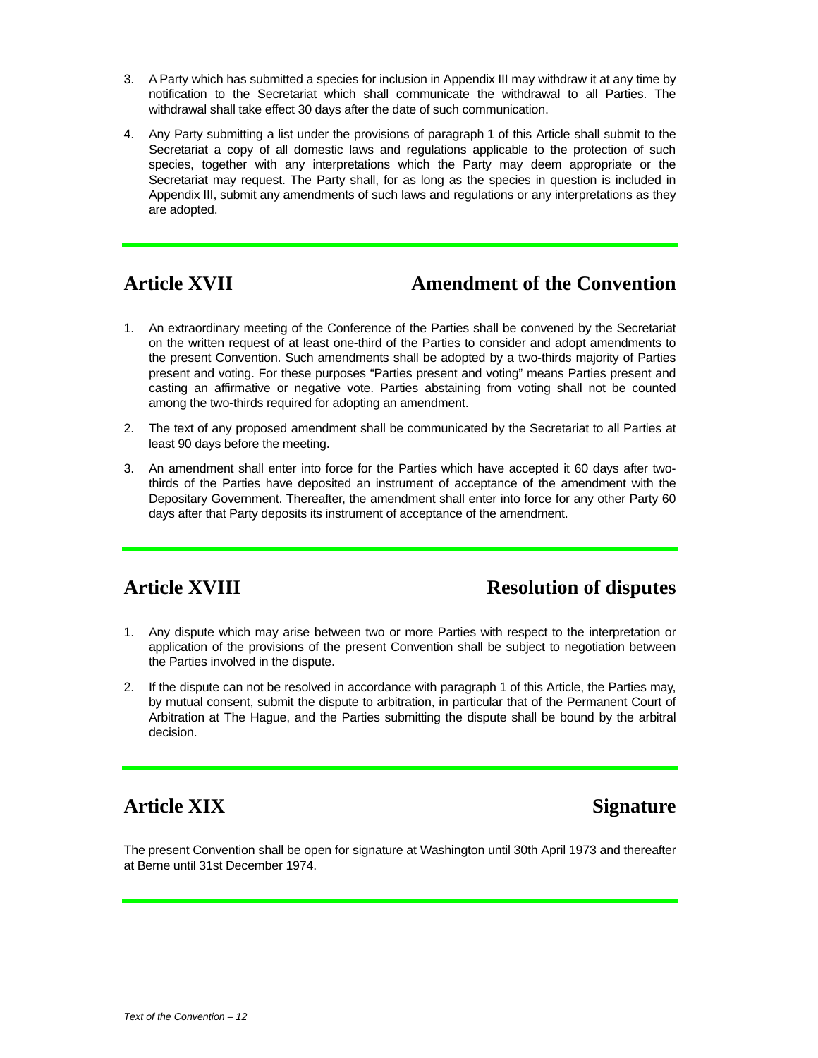3. A Party which has submitted a species for inclusion in Appendix III may withdraw it at any time by notification to the Secretariat which shall communicate the withdrawal to all Parties. The withdrawal shall take effect 30 days after the date of such communication.

4. Any Party submitting a list under the provisions of paragraph 1 of this Article shall submit to the Secretariat a copy of all domestic laws and regulations applicable to the protection of such species, together with any interpretations which the Party may deem appropriate or the Secretariat may request. The Party shall, for as long as the species in question is included in Appendix III, submit any amendments of such laws and regulations or any interpretations as they are adopted.

## Article XVII Amendment of the Convention

1. An extraordinary meeting of the Conference of the Parties shall be convened by the Secretariat on the written request of at least one-third of the Parties to consider and adopt amendments to the present Convention. Such amendments shall be adopted by a two-thirds majority of Parties present and voting. For these purposes "Parties present and voting" means Parties present and casting an affirmative or negative vote. Parties abstaining from voting shall not be counted among the two-thirds required for adopting an amendment.

2. The text of any proposed amendment shall be communicated by the Secretariat to all Parties at least 90 days before the meeting.

3. An amendment shall enter into force for the Parties which have accepted it 60 days after two-thirds of the Parties have deposited an instrument of acceptance of the amendment with the Depositary Government. Thereafter, the amendment shall enter into force for any other Party 60 days after that Party deposits its instrument of acceptance of the amendment.

## Article XVIII Resolution of disputes

1. Any dispute which may arise between two or more Parties with respect to the interpretation or application of the provisions of the present Convention shall be subject to negotiation between the Parties involved in the dispute.

2. If the dispute can not be resolved in accordance with paragraph 1 of this Article, the Parties may, by mutual consent, submit the dispute to arbitration, in particular that of the Permanent Court of Arbitration at The Hague, and the Parties submitting the dispute shall be bound by the arbitral decision.

## Article XIX Signature

The present Convention shall be open for signature at Washington until 30th April 1973 and thereafter at Berne until 31st December 1974.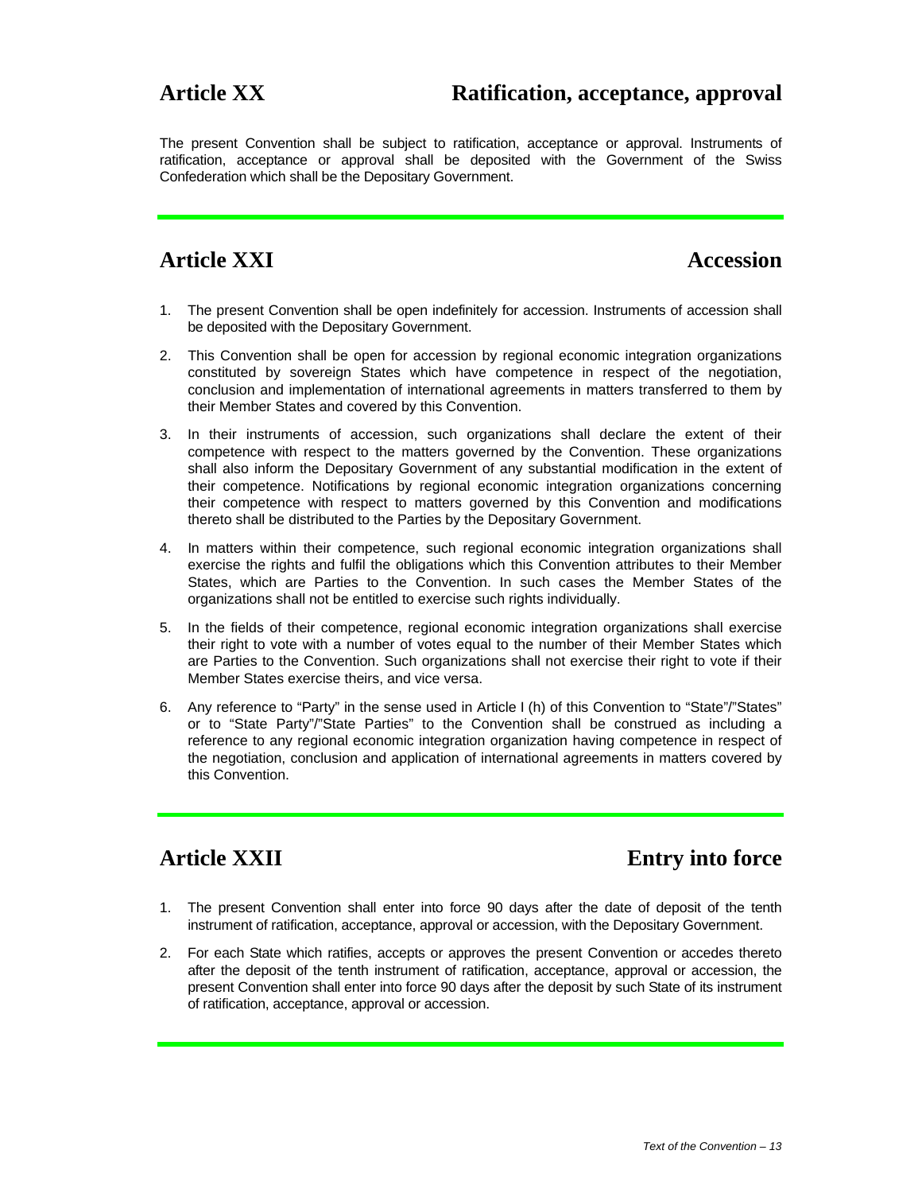## Article XX — Ratification, acceptance, approval

The present Convention shall be subject to ratification, acceptance or approval. Instruments of ratification, acceptance or approval shall be deposited with the Government of the Swiss Confederation which shall be the Depositary Government.

## Article XXI — Accession

1. The present Convention shall be open indefinitely for accession. Instruments of accession shall be deposited with the Depositary Government.

2. This Convention shall be open for accession by regional economic integration organizations constituted by sovereign States which have competence in respect of the negotiation, conclusion and implementation of international agreements in matters transferred to them by their Member States and covered by this Convention.

3. In their instruments of accession, such organizations shall declare the extent of their competence with respect to the matters governed by the Convention. These organizations shall also inform the Depositary Government of any substantial modification in the extent of their competence. Notifications by regional economic integration organizations concerning their competence with respect to matters governed by this Convention and modifications thereto shall be distributed to the Parties by the Depositary Government.

4. In matters within their competence, such regional economic integration organizations shall exercise the rights and fulfil the obligations which this Convention attributes to their Member States, which are Parties to the Convention. In such cases the Member States of the organizations shall not be entitled to exercise such rights individually.

5. In the fields of their competence, regional economic integration organizations shall exercise their right to vote with a number of votes equal to the number of their Member States which are Parties to the Convention. Such organizations shall not exercise their right to vote if their Member States exercise theirs, and vice versa.

6. Any reference to "Party" in the sense used in Article I (h) of this Convention to "State"/"States" or to "State Party"/"State Parties" to the Convention shall be construed as including a reference to any regional economic integration organization having competence in respect of the negotiation, conclusion and application of international agreements in matters covered by this Convention.

## Article XXII — Entry into force

1. The present Convention shall enter into force 90 days after the date of deposit of the tenth instrument of ratification, acceptance, approval or accession, with the Depositary Government.

2. For each State which ratifies, accepts or approves the present Convention or accedes thereto after the deposit of the tenth instrument of ratification, acceptance, approval or accession, the present Convention shall enter into force 90 days after the deposit by such State of its instrument of ratification, acceptance, approval or accession.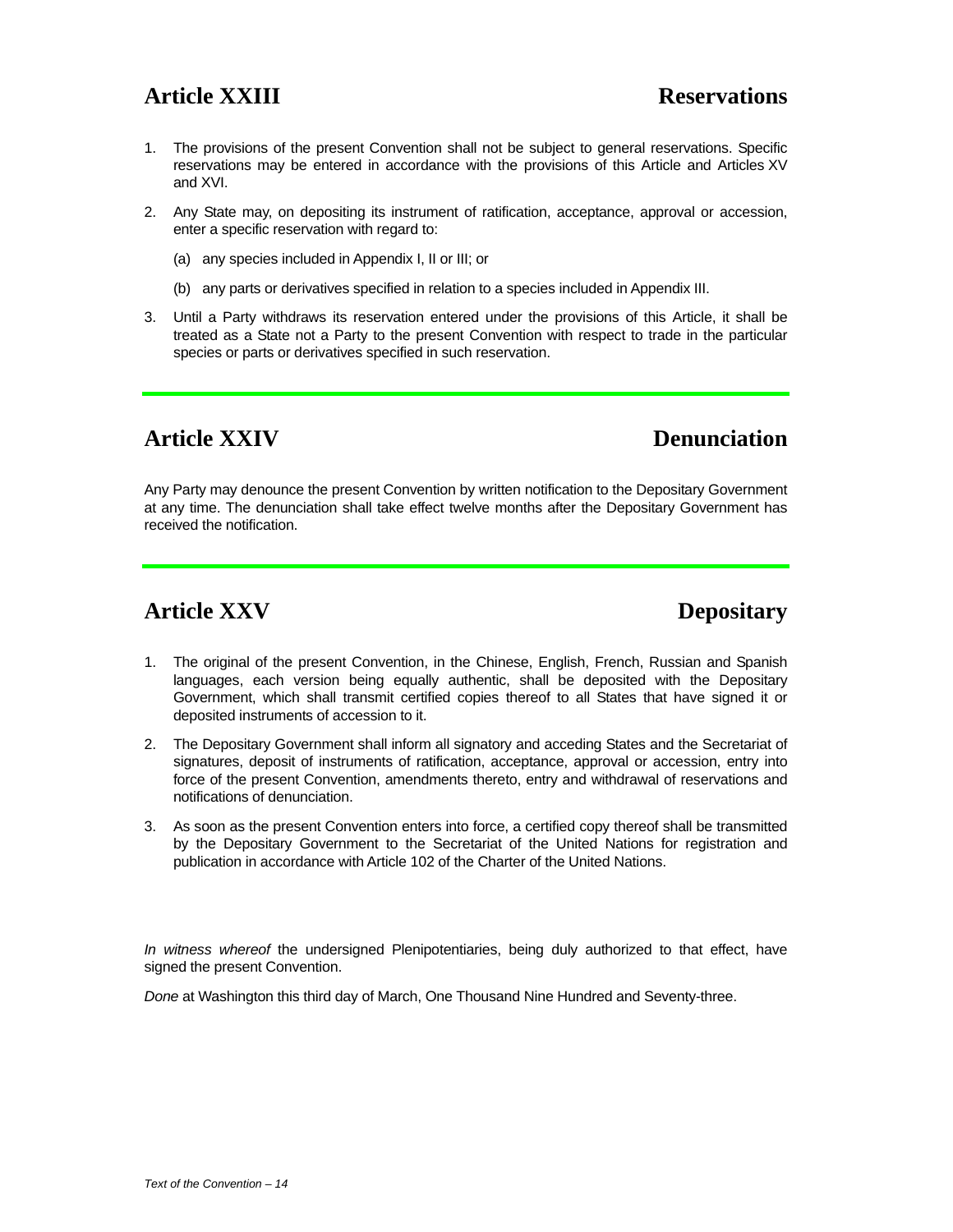## Article XXIII — Reservations

1. The provisions of the present Convention shall not be subject to general reservations. Specific reservations may be entered in accordance with the provisions of this Article and Articles XV and XVI.

2. Any State may, on depositing its instrument of ratification, acceptance, approval or accession, enter a specific reservation with regard to:

   (a) any species included in Appendix I, II or III; or

   (b) any parts or derivatives specified in relation to a species included in Appendix III.

3. Until a Party withdraws its reservation entered under the provisions of this Article, it shall be treated as a State not a Party to the present Convention with respect to trade in the particular species or parts or derivatives specified in such reservation.

---

## Article XXIV — Denunciation

Any Party may denounce the present Convention by written notification to the Depositary Government at any time. The denunciation shall take effect twelve months after the Depositary Government has received the notification.

---

## Article XXV — Depositary

1. The original of the present Convention, in the Chinese, English, French, Russian and Spanish languages, each version being equally authentic, shall be deposited with the Depositary Government, which shall transmit certified copies thereof to all States that have signed it or deposited instruments of accession to it.

2. The Depositary Government shall inform all signatory and acceding States and the Secretariat of signatures, deposit of instruments of ratification, acceptance, approval or accession, entry into force of the present Convention, amendments thereto, entry and withdrawal of reservations and notifications of denunciation.

3. As soon as the present Convention enters into force, a certified copy thereof shall be transmitted by the Depositary Government to the Secretariat of the United Nations for registration and publication in accordance with Article 102 of the Charter of the United Nations.

*In witness whereof* the undersigned Plenipotentiaries, being duly authorized to that effect, have signed the present Convention.

*Done* at Washington this third day of March, One Thousand Nine Hundred and Seventy-three.